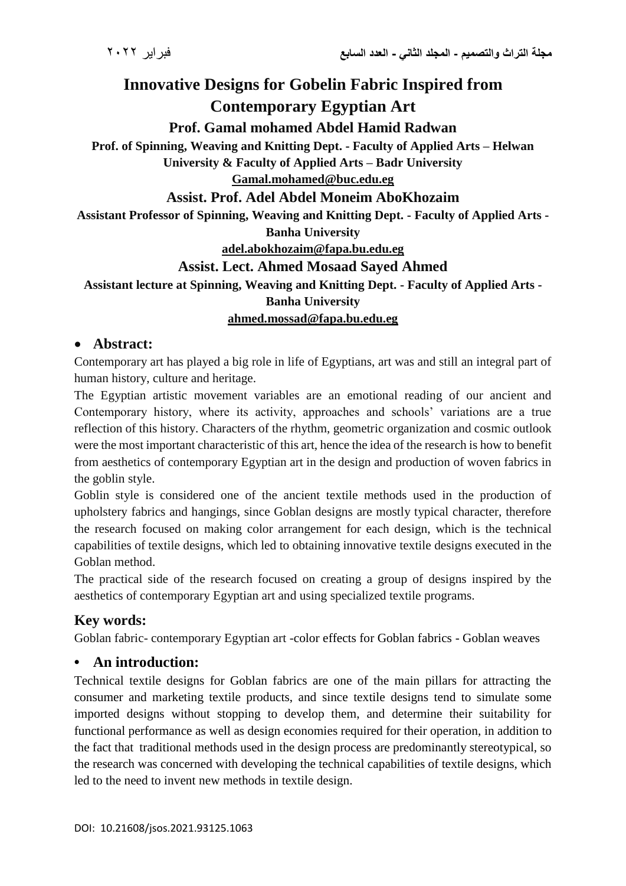# Innovative Designs for Gobelin Fabric Inspired from Contemporary Egyptian Art

**Prof. Gamal mohamed Abdel Hamid Radwan**

**Prof. of Spinning, Weaving and Knitting Dept. - Faculty of Applied Arts – Helwan University & Faculty of Applied Arts – Badr University**

**Gamal.mohamed@buc.edu.eg**

**Assist. Prof. Adel Abdel Moneim AboKhozaim**

**Assistant Professor of Spinning, Weaving and Knitting Dept. - Faculty of Applied Arts - Banha University**

**adel.abokhozaim@fapa.bu.edu.eg**

**Assist. Lect. Ahmed Mosaad Sayed Ahmed**

**Assistant lecture at Spinning, Weaving and Knitting Dept. - Faculty of Applied Arts - Banha University**

**ahmed.mossad@fapa.bu.edu.eg**

## Abstract:

Contemporary art has played a big role in life of Egyptians, art was and still an integral part of human history, culture and heritage.

The Egyptian artistic movement variables are an emotional reading of our ancient and Contemporary history, where its activity, approaches and schools' variations are a true reflection of this history. Characters of the rhythm, geometric organization and cosmic outlook were the most important characteristic of this art, hence the idea of the research is how to benefit from aesthetics of contemporary Egyptian art in the design and production of woven fabrics in the goblin style.

Goblin style is considered one of the ancient textile methods used in the production of upholstery fabrics and hangings, since Goblan designs are mostly typical character, therefore the research focused on making color arrangement for each design, which is the technical capabilities of textile designs, which led to obtaining innovative textile designs executed in the Goblan method.

The practical side of the research focused on creating a group of designs inspired by the aesthetics of contemporary Egyptian art and using specialized textile programs.

## Key words:

Goblan fabric- contemporary Egyptian art -color effects for Goblan fabrics - Goblan weaves

## An introduction:

Technical textile designs for Goblan fabrics are one of the main pillars for attracting the consumer and marketing textile products, and since textile designs tend to simulate some imported designs without stopping to develop them, and determine their suitability for functional performance as well as design economies required for their operation, in addition to the fact that traditional methods used in the design process are predominantly stereotypical, so the research was concerned with developing the technical capabilities of textile designs, which led to the need to invent new methods in textile design.

DOI: 10.21608/jsos.2021.93125.1063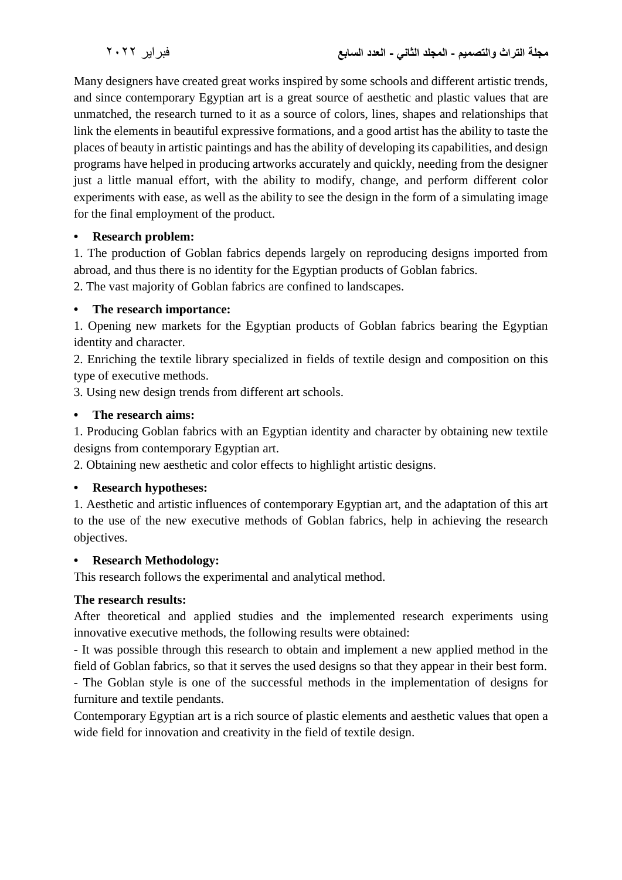Many designers have created great works inspired by some schools and different artistic trends, and since contemporary Egyptian art is a great source of aesthetic and plastic values that are unmatched, the research turned to it as a source of colors, lines, shapes and relationships that link the elements in beautiful expressive formations, and a good artist has the ability to taste the places of beauty in artistic paintings and has the ability of developing its capabilities, and design programs have helped in producing artworks accurately and quickly, needing from the designer just a little manual effort, with the ability to modify, change, and perform different color experiments with ease, as well as the ability to see the design in the form of a simulating image for the final employment of the product.

- **Research problem:**

1. The production of Goblan fabrics depends largely on reproducing designs imported from abroad, and thus there is no identity for the Egyptian products of Goblan fabrics.
2. The vast majority of Goblan fabrics are confined to landscapes.

- **The research importance:**

1. Opening new markets for the Egyptian products of Goblan fabrics bearing the Egyptian identity and character.
2. Enriching the textile library specialized in fields of textile design and composition on this type of executive methods.
3. Using new design trends from different art schools.

- **The research aims:**

1. Producing Goblan fabrics with an Egyptian identity and character by obtaining new textile designs from contemporary Egyptian art.
2. Obtaining new aesthetic and color effects to highlight artistic designs.

- **Research hypotheses:**

1. Aesthetic and artistic influences of contemporary Egyptian art, and the adaptation of this art to the use of the new executive methods of Goblan fabrics, help in achieving the research objectives.

- **Research Methodology:**

This research follows the experimental and analytical method.

**The research results:**

After theoretical and applied studies and the implemented research experiments using innovative executive methods, the following results were obtained:

- It was possible through this research to obtain and implement a new applied method in the field of Goblan fabrics, so that it serves the used designs so that they appear in their best form.
- The Goblan style is one of the successful methods in the implementation of designs for furniture and textile pendants.

Contemporary Egyptian art is a rich source of plastic elements and aesthetic values that open a wide field for innovation and creativity in the field of textile design.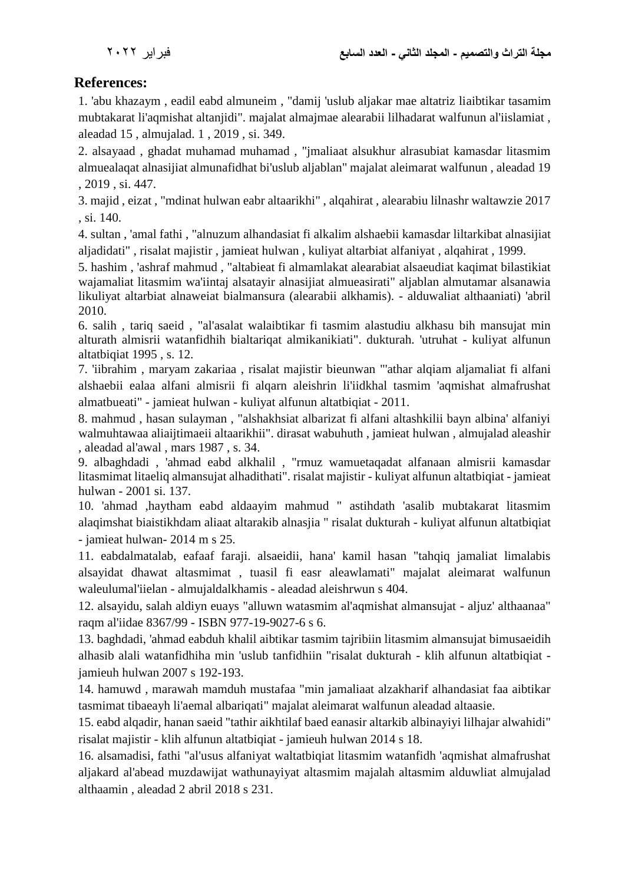## References:

1. 'abu khazaym , eadil eabd almuneim , "damij 'uslub aljakar mae altatriz liaibtikar tasamim mubtakarat li'aqmishat altanjidi". majalat almajmae alearabii lilhadarat walfunun al'iislamiat , aleadad 15 , almujalad. 1 , 2019 , si. 349.

2. alsayaad , ghadat muhamad muhamad , "jmaliaat alsukhur alrasubiat kamasdar litasmim almuealaqat alnasijiat almunafidhat bi'uslub aljablan" majalat aleimarat walfunun , aleadad 19 , 2019 , si. 447.

3. majid , eizat , "mdinat hulwan eabr altaarikhi" , alqahirat , alearabiu lilnashr waltawzie 2017 , si. 140.

4. sultan , 'amal fathi , "alnuzum alhandasiat fi alkalim alshaebii kamasdar liltarkibat alnasijiat aljadidati" , risalat majistir , jamieat hulwan , kuliyat altarbiat alfaniyat , alqahirat , 1999.

5. hashim , 'ashraf mahmud , "altabieat fi almamlakat alearabiat alsaeudiat kaqimat bilastikiat wajamaliat litasmim wa'iintaj alsatayir alnasijiat almueasirati" aljablan almutamar alsanawia likuliyat altarbiat alnaweiat bialmansura (alearabii alkhamis). - alduwaliat althaaniati) 'abril 2010.

6. salih , tariq saeid , "al'asalat walaibtikar fi tasmim alastudiu alkhasu bih mansujat min alturath almisrii watanfidhih bialtariqat almikanikiati". dukturah. 'utruhat - kuliyat alfunun altatbiqiat 1995 , s. 12.

7. 'iibrahim , maryam zakariaa , risalat majistir bieunwan "'athar alqiam aljamaliat fi alfani alshaebii ealaa alfani almisrii fi alqarn aleishrin li'iidkhal tasmim 'aqmishat almafrushat almatbueati" - jamieat hulwan - kuliyat alfunun altatbiqiat - 2011.

8. mahmud , hasan sulayman , "alshakhsiat albarizat fi alfani altashkilii bayn albina' alfaniyi walmuhtawaa aliaijtimaeii altaarikhii". dirasat wabuhuth , jamieat hulwan , almujalad aleashir , aleadad al'awal , mars 1987 , s. 34.

9. albaghdadi , 'ahmad eabd alkhalil , "rmuz wamuetaqadat alfanaan almisrii kamasdar litasmimat litaeliq almansujat alhadithati". risalat majistir - kuliyat alfunun altatbiqiat - jamieat hulwan - 2001 si. 137.

10. 'ahmad ,haytham eabd aldaayim mahmud " astihdath 'asalib mubtakarat litasmim alaqimshat biaistikhdam aliaat altarakib alnasjia " risalat dukturah - kuliyat alfunun altatbiqiat - jamieat hulwan- 2014 m s 25.

11. eabdalmatalab, eafaaf faraji. alsaeidii, hana' kamil hasan "tahqiq jamaliat limalabis alsayidat dhawat altasmimat , tuasil fi easr aleawlamati" majalat aleimarat walfunun waleulumal'iielan - almujaldalkhamis - aleadad aleishrwun s 404.

12. alsayidu, salah aldiyn euays "alluwn watasmim al'aqmishat almansujat - aljuz' althaanaa" raqm al'iidae 8367/99 - ISBN 977-19-9027-6 s 6.

13. baghdadi, 'ahmad eabduh khalil aibtikar tasmim tajribiin litasmim almansujat bimusaeidih alhasib alali watanfidhiha min 'uslub tanfidhiin "risalat dukturah - klih alfunun altatbiqiat - jamieuh hulwan 2007 s 192-193.

14. hamuwd , marawah mamduh mustafaa "min jamaliaat alzakharif alhandasiat faa aibtikar tasmimat tibaeayh li'aemal albariqati" majalat aleimarat walfunun aleadad altaasie.

15. eabd alqadir, hanan saeid "tathir aikhtilaf baed eanasir altarkib albinayiyi lilhajar alwahidi" risalat majistir - klih alfunun altatbiqiat - jamieuh hulwan 2014 s 18.

16. alsamadisi, fathi "al'usus alfaniyat waltatbiqiat litasmim watanfidh 'aqmishat almafrushat aljakard al'abead muzdawijat wathunayiyat altasmim majalah altasmim alduwliat almujalad althaamin , aleadad 2 abril 2018 s 231.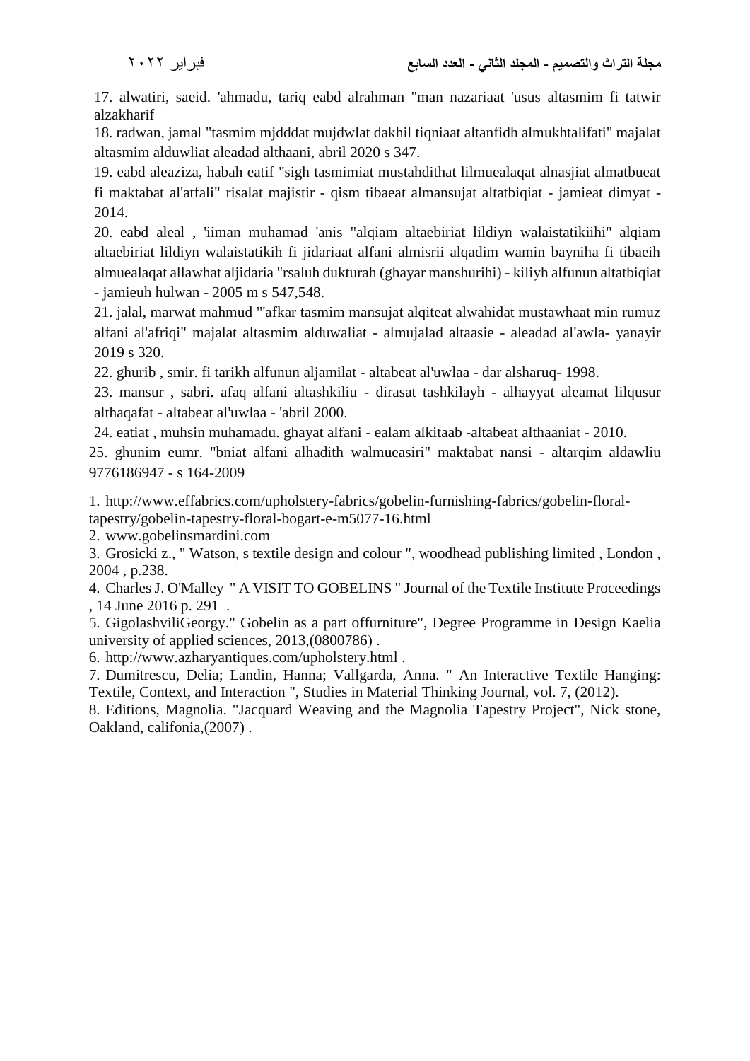17. alwatiri, saeid. 'ahmadu, tariq eabd alrahman "man nazariaat 'usus altasmim fi tatwir alzakharif

18. radwan, jamal "tasmim mjdddat mujdwlat dakhil tiqniaat altanfidh almukhtalifati" majalat altasmim alduwliat aleadad althaani, abril 2020 s 347.

19. eabd aleaziza, habah eatif "sigh tasmimiat mustahdithat lilmuealaqat alnasjiat almatbueat fi maktabat al'atfali" risalat majistir - qism tibaeat almansujat altatbiqiat - jamieat dimyat - 2014.

20. eabd aleal , 'iiman muhamad 'anis "alqiam altaebiriat lildiyn walaistatikiihi" alqiam altaebiriat lildiyn walaistatikih fi jidariaat alfani almisrii alqadim wamin bayniha fi tibaeih almuealaqat allawhat aljidaria "rsaluh dukturah (ghayar manshurihi) - kiliyh alfunun altatbiqiat - jamieuh hulwan - 2005 m s 547,548.

21. jalal, marwat mahmud "'afkar tasmim mansujat alqiteat alwahidat mustawhaat min rumuz alfani al'afriqi" majalat altasmim alduwaliat - almujalad altaasie - aleadad al'awla- yanayir 2019 s 320.

22. ghurib , smir. fi tarikh alfunun aljamilat - altabeat al'uwlaa - dar alsharuq- 1998.

23. mansur , sabri. afaq alfani altashkiliu - dirasat tashkilayh - alhayyat aleamat lilqusur althaqafat - altabeat al'uwlaa - 'abril 2000.

24. eatiat , muhsin muhamadu. ghayat alfani - ealam alkitaab -altabeat althaaniat - 2010.

25. ghunim eumr. "bniat alfani alhadith walmueasiri" maktabat nansi - altarqim aldawliu 9776186947 - s 164-2009

1. http://www.effabrics.com/upholstery-fabrics/gobelin-furnishing-fabrics/gobelin-floral-tapestry/gobelin-tapestry-floral-bogart-e-m5077-16.html
2. www.gobelinsmardini.com
3. Grosicki z., " Watson, s textile design and colour ", woodhead publishing limited , London , 2004 , p.238.
4. Charles J. O'Malley " A VISIT TO GOBELINS " Journal of the Textile Institute Proceedings , 14 June 2016 p. 291 .
5. GigolashviliGeorgy." Gobelin as a part offurniture", Degree Programme in Design Kaelia university of applied sciences, 2013,(0800786) .
6. http://www.azharyantiques.com/upholstery.html .
7. Dumitrescu, Delia; Landin, Hanna; Vallgarda, Anna. " An Interactive Textile Hanging: Textile, Context, and Interaction ", Studies in Material Thinking Journal, vol. 7, (2012).
8. Editions, Magnolia. "Jacquard Weaving and the Magnolia Tapestry Project", Nick stone, Oakland, califonia,(2007) .